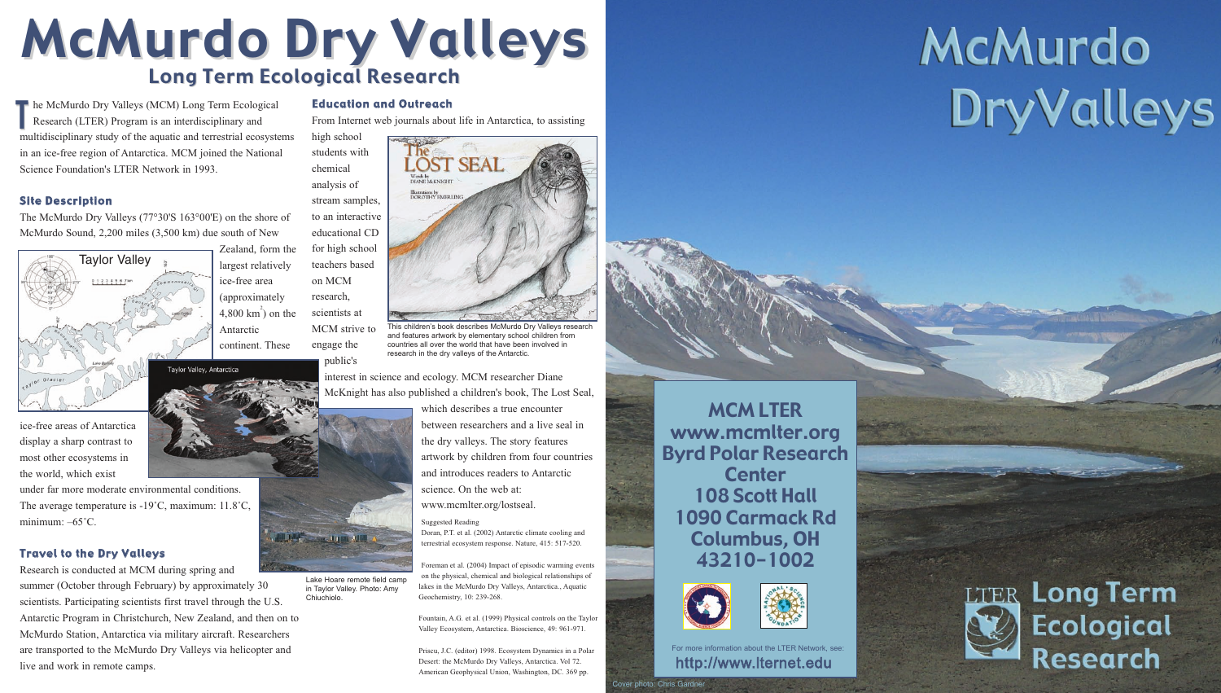# McMurdo Dry Valleys

## Long Term Ecological Research

The McMurdo Dry Valleys (MCM) Long Term Ecological Research (LTER) Program is an interdisciplinary and multidisciplinary study of the aquatic and terrestrial ecosystems in an ice-free region of Antarctica. MCM joined the National Science Foundation's LTER Network in 1993.

### Site Description

The McMurdo Dry Valleys (77°30'S 163°00'E) on the shore of McMurdo Sound, 2,200 miles (3,500 km) due south of New Zealand, form the largest relatively ice-free area (approximately 4,800 $km^2$) on the Antarctic continent. These ice-free areas of Antarctica display a sharp contrast to most other ecosystems in the world, which exist under far more moderate environmental conditions. The average temperature is -19˚C, maximum: 11.8˚C, minimum: –65˚C.

### Travel to the Dry Valleys

Research is conducted at MCM during spring and summer (October through February) by approximately 30 scientists. Participating scientists first travel through the U.S. Antarctic Program in Christchurch, New Zealand, and then on to McMurdo Station, Antarctica via military aircraft. Researchers are transported to the McMurdo Dry Valleys via helicopter and live and work in remote camps.

Lake Hoare remote field camp in Taylor Valley. Photo: Amy Chiuchiolo.

### Education and Outreach

From Internet web journals about life in Antarctica, to assisting high school students with chemical analysis of stream samples, to an interactive educational CD for high school teachers based on MCM research, scientists at MCM strive to engage the public's interest in science and ecology. MCM researcher Diane McKnight has also published a children's book, The Lost Seal, which describes a true encounter between researchers and a live seal in the dry valleys. The story features artwork by children from four countries and introduces readers to Antarctic science. On the web at: www.mcmlter.org/lostseal.

This children's book describes McMurdo Dry Valleys research and features artwork by elementary school children from countries all over the world that have been involved in research in the dry valleys of the Antarctic.

Suggested Reading

Doran, P.T. et al. (2002) Antarctic climate cooling and terrestrial ecosystem response. Nature, 415: 517-520.

Foreman et al. (2004) Impact of episodic warming events on the physical, chemical and biological relationships of lakes in the McMurdo Dry Valleys, Antarctica., Aquatic Geochemistry, 10: 239-268.

Fountain, A.G. et al. (1999) Physical controls on the Taylor Valley Ecosystem, Antarctica. Bioscience, 49: 961-971.

Priscu, J.C. (editor) 1998. Ecosystem Dynamics in a Polar Desert: the McMurdo Dry Valleys, Antarctica. Vol 72. American Geophysical Union, Washington, DC. 369 pp.

# McMurdo DryValleys

**MCM LTER**
**www.mcmlter.org**
**Byrd Polar Research Center**
**108 Scott Hall**
**1090 Carmack Rd**
**Columbus, OH**
**43210-1002**

For more information about the LTER Network, see:
**http://www.lternet.edu**

LTER Long Term Ecological Research

Cover photo: Chris Gardner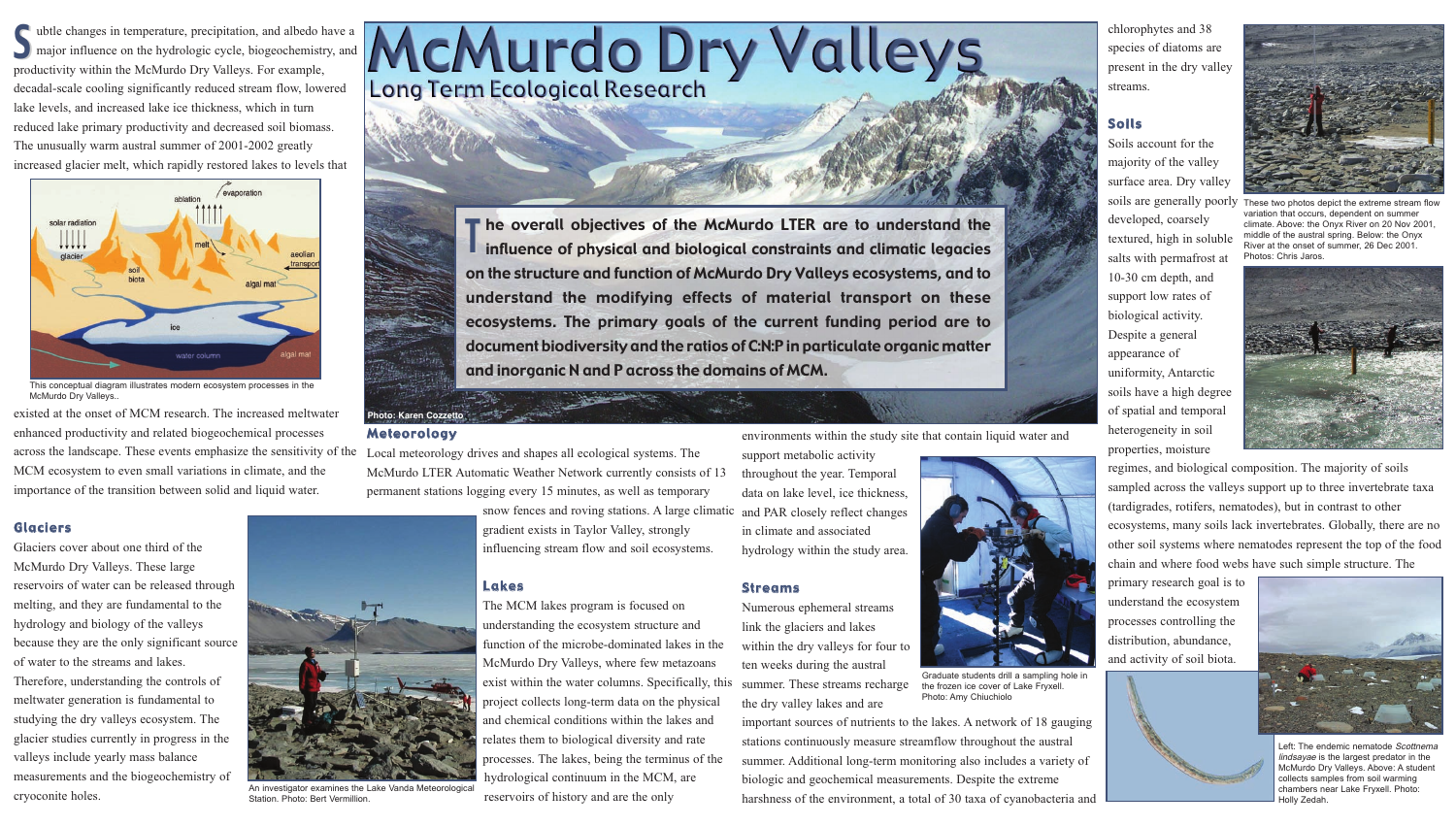Subtle changes in temperature, precipitation, and albedo have a major influence on the hydrologic cycle, biogeochemistry, and productivity within the McMurdo Dry Valleys. For example, decadal-scale cooling significantly reduced stream flow, lowered lake levels, and increased lake ice thickness, which in turn reduced lake primary productivity and decreased soil biomass. The unusually warm austral summer of 2001-2002 greatly increased glacier melt, which rapidly restored lakes to levels that existed at the onset of MCM research. The increased meltwater enhanced productivity and related biogeochemical processes across the landscape. These events emphasize the sensitivity of the MCM ecosystem to even small variations in climate, and the importance of the transition between solid and liquid water.

solar radiation
glacier
ablation
evaporation
melt
aeolian transport
soil biota
algal mat
ice
water column
algal mat

This conceptual diagram illustrates modern ecosystem processes in the McMurdo Dry Valleys..

# McMurdo Dry Valleys

## Long Term Ecological Research

Photo: Karen Cozzetto

**The overall objectives of the McMurdo LTER are to understand the influence of physical and biological constraints and climatic legacies on the structure and function of McMurdo Dry Valleys ecosystems, and to understand the modifying effects of material transport on these ecosystems. The primary goals of the current funding period are to document biodiversity and the ratios of C:N:P in particulate organic matter and inorganic N and P across the domains of MCM.**

### Glaciers

Glaciers cover about one third of the McMurdo Dry Valleys. These large reservoirs of water can be released through melting, and they are fundamental to the hydrology and biology of the valleys because they are the only significant source of water to the streams and lakes. Therefore, understanding the controls of meltwater generation is fundamental to studying the dry valleys ecosystem. The glacier studies currently in progress in the valleys include yearly mass balance measurements and the biogeochemistry of cryoconite holes.

An investigator examines the Lake Vanda Meteorological Station. Photo: Bert Vermillion.

### Meteorology

Local meteorology drives and shapes all ecological systems. The McMurdo LTER Automatic Weather Network currently consists of 13 permanent stations logging every 15 minutes, as well as temporary snow fences and roving stations. A large climatic gradient exists in Taylor Valley, strongly influencing stream flow and soil ecosystems.

### Lakes

The MCM lakes program is focused on understanding the ecosystem structure and function of the microbe-dominated lakes in the McMurdo Dry Valleys, where few metazoans exist within the water columns. Specifically, this project collects long-term data on the physical and chemical conditions within the lakes and relates them to biological diversity and rate processes. The lakes, being the terminus of the hydrological continuum in the MCM, are reservoirs of history and are the only environments within the study site that contain liquid water and support metabolic activity throughout the year. Temporal data on lake level, ice thickness, and PAR closely reflect changes in climate and associated hydrology within the study area.

Graduate students drill a sampling hole in the frozen ice cover of Lake Fryxell. Photo: Amy Chiuchiolo

### Streams

Numerous ephemeral streams link the glaciers and lakes within the dry valleys for four to ten weeks during the austral summer. These streams recharge the dry valley lakes and are important sources of nutrients to the lakes. A network of 18 gauging stations continuously measure streamflow throughout the austral summer. Additional long-term monitoring also includes a variety of biologic and geochemical measurements. Despite the extreme harshness of the environment, a total of 30 taxa of cyanobacteria and chlorophytes and 38 species of diatoms are present in the dry valley streams.

These two photos depict the extreme stream flow variation that occurs, dependent on summer climate. Above: the Onyx River on 20 Nov 2001, middle of the austral spring. Below: the Onyx River at the onset of summer, 26 Dec 2001. Photos: Chris Jaros.

### Soils

Soils account for the majority of the valley surface area. Dry valley soils are generally poorly developed, coarsely textured, high in soluble salts with permafrost at 10-30 cm depth, and support low rates of biological activity. Despite a general appearance of uniformity, Antarctic soils have a high degree of spatial and temporal heterogeneity in soil properties, moisture regimes, and biological composition. The majority of soils sampled across the valleys support up to three invertebrate taxa (tardigrades, rotifers, nematodes), but in contrast to other ecosystems, many soils lack invertebrates. Globally, there are no other soil systems where nematodes represent the top of the food chain and where food webs have such simple structure. The primary research goal is to understand the ecosystem processes controlling the distribution, abundance, and activity of soil biota.

Left: The endemic nematode *Scottnema lindsayae* is the largest predator in the McMurdo Dry Valleys. Above: A student collects samples from soil warming chambers near Lake Fryxell. Photo: Holly Zedah.